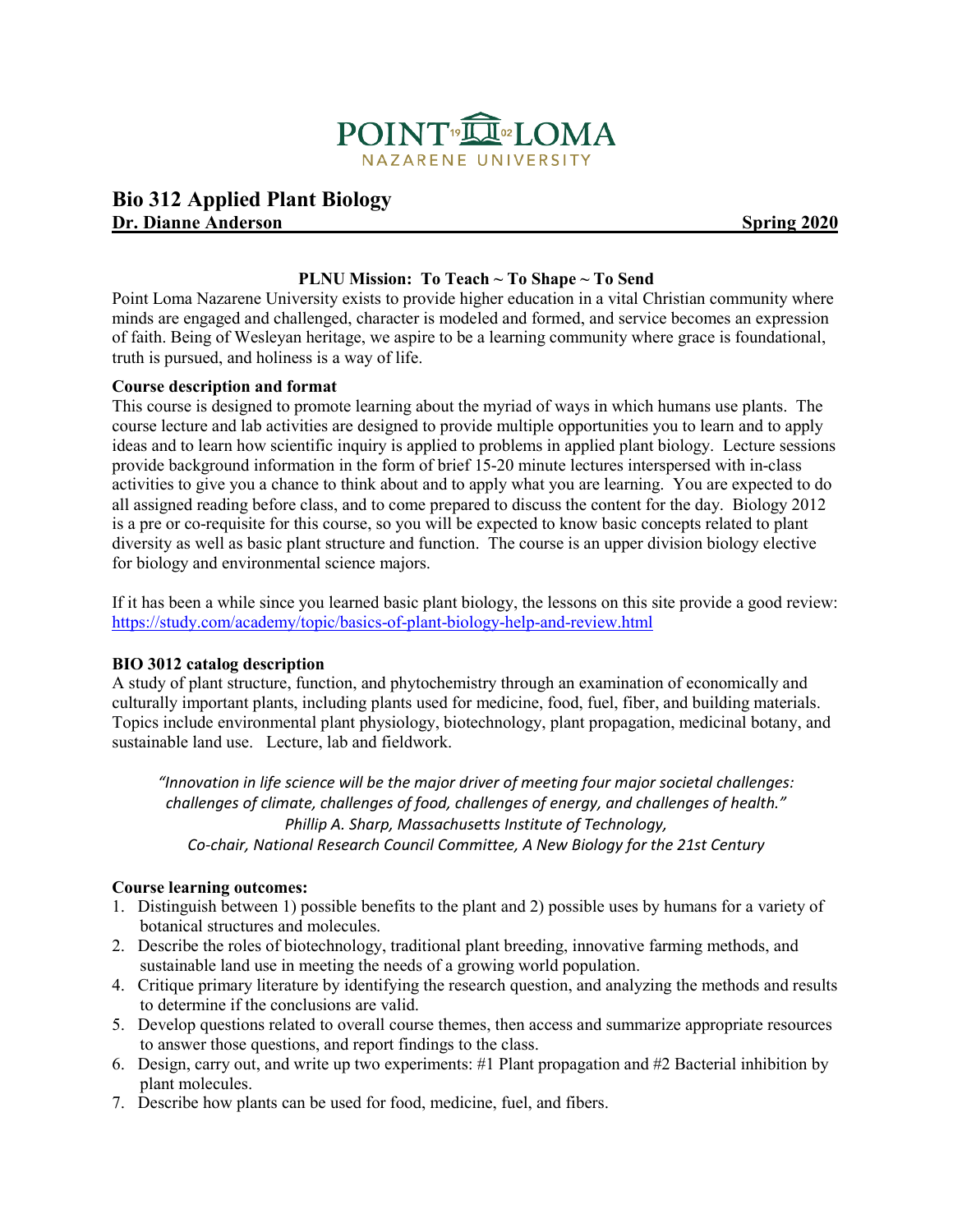POINT LOMA NAZARENE UNIVERSITY

# Bio 312 Applied Plant Biology

**Dr. Dianne Anderson** **Spring 2020**

**PLNU Mission: To Teach ~ To Shape ~ To Send**

Point Loma Nazarene University exists to provide higher education in a vital Christian community where minds are engaged and challenged, character is modeled and formed, and service becomes an expression of faith. Being of Wesleyan heritage, we aspire to be a learning community where grace is foundational, truth is pursued, and holiness is a way of life.

**Course description and format**

This course is designed to promote learning about the myriad of ways in which humans use plants. The course lecture and lab activities are designed to provide multiple opportunities you to learn and to apply ideas and to learn how scientific inquiry is applied to problems in applied plant biology. Lecture sessions provide background information in the form of brief 15-20 minute lectures interspersed with in-class activities to give you a chance to think about and to apply what you are learning. You are expected to do all assigned reading before class, and to come prepared to discuss the content for the day. Biology 2012 is a pre or co-requisite for this course, so you will be expected to know basic concepts related to plant diversity as well as basic plant structure and function. The course is an upper division biology elective for biology and environmental science majors.

If it has been a while since you learned basic plant biology, the lessons on this site provide a good review: https://study.com/academy/topic/basics-of-plant-biology-help-and-review.html

**BIO 3012 catalog description**

A study of plant structure, function, and phytochemistry through an examination of economically and culturally important plants, including plants used for medicine, food, fuel, fiber, and building materials. Topics include environmental plant physiology, biotechnology, plant propagation, medicinal botany, and sustainable land use. Lecture, lab and fieldwork.

*"Innovation in life science will be the major driver of meeting four major societal challenges: challenges of climate, challenges of food, challenges of energy, and challenges of health."*
*Phillip A. Sharp, Massachusetts Institute of Technology,*
*Co-chair, National Research Council Committee, A New Biology for the 21st Century*

**Course learning outcomes:**

1. Distinguish between 1) possible benefits to the plant and 2) possible uses by humans for a variety of botanical structures and molecules.
2. Describe the roles of biotechnology, traditional plant breeding, innovative farming methods, and sustainable land use in meeting the needs of a growing world population.
4. Critique primary literature by identifying the research question, and analyzing the methods and results to determine if the conclusions are valid.
5. Develop questions related to overall course themes, then access and summarize appropriate resources to answer those questions, and report findings to the class.
6. Design, carry out, and write up two experiments: #1 Plant propagation and #2 Bacterial inhibition by plant molecules.
7. Describe how plants can be used for food, medicine, fuel, and fibers.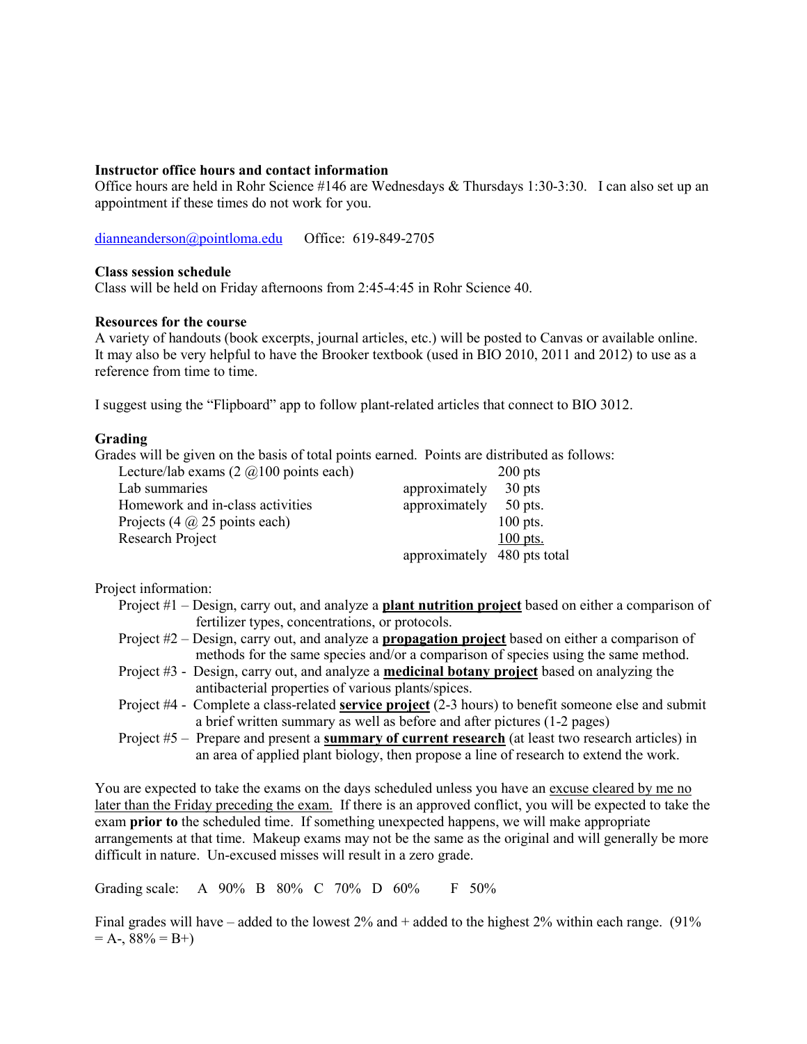**Instructor office hours and contact information**

Office hours are held in Rohr Science #146 are Wednesdays & Thursdays 1:30-3:30. I can also set up an appointment if these times do not work for you.

dianneanderson@pointloma.edu Office: 619-849-2705

**Class session schedule**

Class will be held on Friday afternoons from 2:45-4:45 in Rohr Science 40.

**Resources for the course**

A variety of handouts (book excerpts, journal articles, etc.) will be posted to Canvas or available online. It may also be very helpful to have the Brooker textbook (used in BIO 2010, 2011 and 2012) to use as a reference from time to time.

I suggest using the "Flipboard" app to follow plant-related articles that connect to BIO 3012.

**Grading**

Grades will be given on the basis of total points earned. Points are distributed as follows:

| | | |
|---|---|---|
| Lecture/lab exams (2 @100 points each) | | 200 pts |
| Lab summaries | approximately | 30 pts |
| Homework and in-class activities | approximately | 50 pts. |
| Projects (4 @ 25 points each) | | 100 pts. |
| Research Project | | 100 pts. |
| | approximately | 480 pts total |

Project information:

- Project #1 – Design, carry out, and analyze a **plant nutrition project** based on either a comparison of fertilizer types, concentrations, or protocols.
- Project #2 – Design, carry out, and analyze a **propagation project** based on either a comparison of methods for the same species and/or a comparison of species using the same method.
- Project #3 - Design, carry out, and analyze a **medicinal botany project** based on analyzing the antibacterial properties of various plants/spices.
- Project #4 - Complete a class-related **service project** (2-3 hours) to benefit someone else and submit a brief written summary as well as before and after pictures (1-2 pages)
- Project #5 – Prepare and present a **summary of current research** (at least two research articles) in an area of applied plant biology, then propose a line of research to extend the work.

You are expected to take the exams on the days scheduled unless you have an excuse cleared by me no later than the Friday preceding the exam. If there is an approved conflict, you will be expected to take the exam **prior to** the scheduled time. If something unexpected happens, we will make appropriate arrangements at that time. Makeup exams may not be the same as the original and will generally be more difficult in nature. Un-excused misses will result in a zero grade.

Grading scale: A 90% B 80% C 70% D 60% F 50%

Final grades will have – added to the lowest 2% and + added to the highest 2% within each range. (91% = A-, 88% = B+)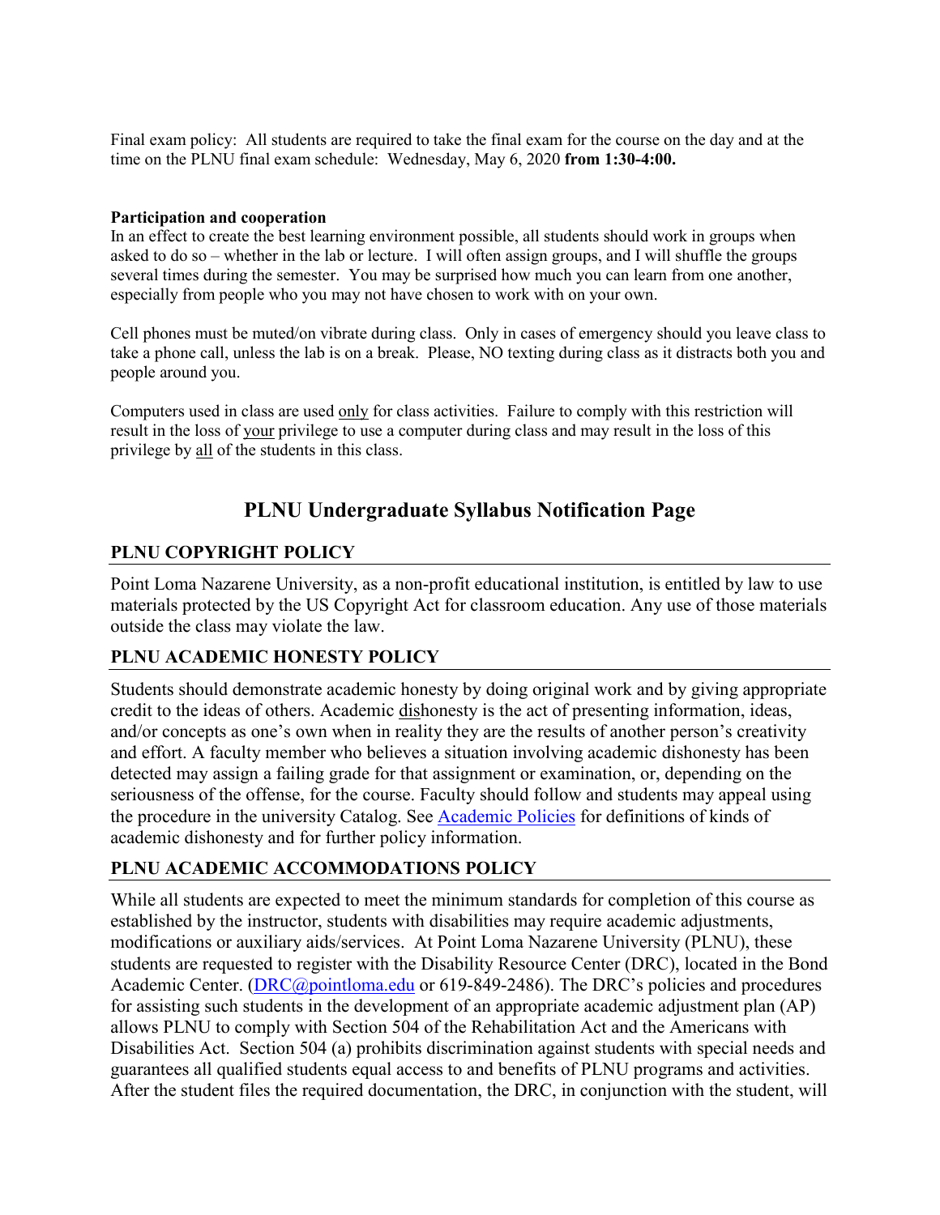Final exam policy: All students are required to take the final exam for the course on the day and at the time on the PLNU final exam schedule: Wednesday, May 6, 2020 **from 1:30-4:00.**

**Participation and cooperation**

In an effect to create the best learning environment possible, all students should work in groups when asked to do so – whether in the lab or lecture. I will often assign groups, and I will shuffle the groups several times during the semester. You may be surprised how much you can learn from one another, especially from people who you may not have chosen to work with on your own.

Cell phones must be muted/on vibrate during class. Only in cases of emergency should you leave class to take a phone call, unless the lab is on a break. Please, NO texting during class as it distracts both you and people around you.

Computers used in class are used <u>only</u> for class activities. Failure to comply with this restriction will result in the loss of <u>your</u> privilege to use a computer during class and may result in the loss of this privilege by <u>all</u> of the students in this class.

## PLNU Undergraduate Syllabus Notification Page

### PLNU COPYRIGHT POLICY

Point Loma Nazarene University, as a non-profit educational institution, is entitled by law to use materials protected by the US Copyright Act for classroom education. Any use of those materials outside the class may violate the law.

### PLNU ACADEMIC HONESTY POLICY

Students should demonstrate academic honesty by doing original work and by giving appropriate credit to the ideas of others. Academic <u>dis</u>honesty is the act of presenting information, ideas, and/or concepts as one's own when in reality they are the results of another person's creativity and effort. A faculty member who believes a situation involving academic dishonesty has been detected may assign a failing grade for that assignment or examination, or, depending on the seriousness of the offense, for the course. Faculty should follow and students may appeal using the procedure in the university Catalog. See [Academic Policies] for definitions of kinds of academic dishonesty and for further policy information.

### PLNU ACADEMIC ACCOMMODATIONS POLICY

While all students are expected to meet the minimum standards for completion of this course as established by the instructor, students with disabilities may require academic adjustments, modifications or auxiliary aids/services. At Point Loma Nazarene University (PLNU), these students are requested to register with the Disability Resource Center (DRC), located in the Bond Academic Center. (DRC@pointloma.edu or 619-849-2486). The DRC's policies and procedures for assisting such students in the development of an appropriate academic adjustment plan (AP) allows PLNU to comply with Section 504 of the Rehabilitation Act and the Americans with Disabilities Act. Section 504 (a) prohibits discrimination against students with special needs and guarantees all qualified students equal access to and benefits of PLNU programs and activities. After the student files the required documentation, the DRC, in conjunction with the student, will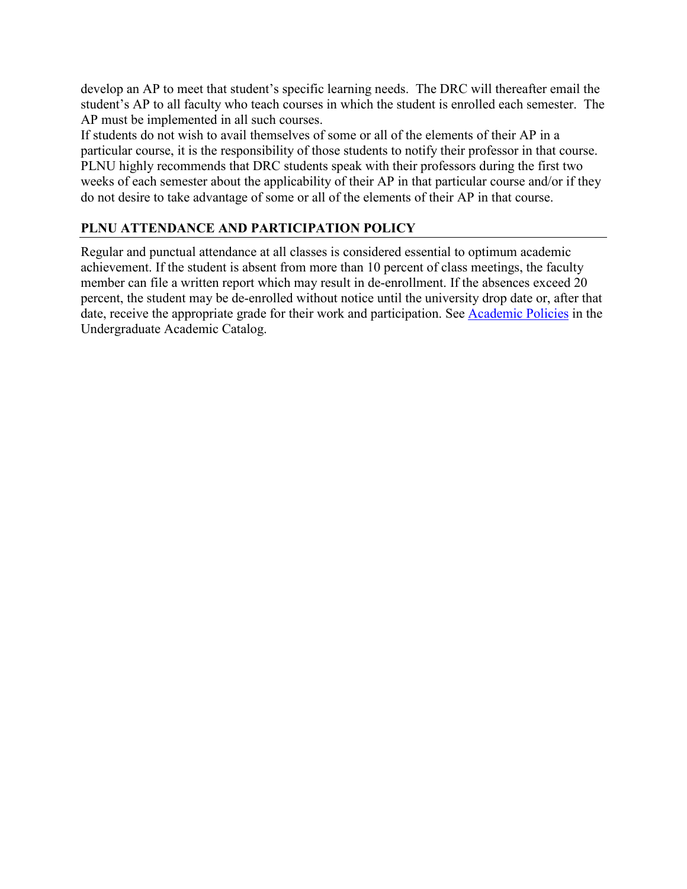develop an AP to meet that student's specific learning needs. The DRC will thereafter email the student's AP to all faculty who teach courses in which the student is enrolled each semester. The AP must be implemented in all such courses.

If students do not wish to avail themselves of some or all of the elements of their AP in a particular course, it is the responsibility of those students to notify their professor in that course. PLNU highly recommends that DRC students speak with their professors during the first two weeks of each semester about the applicability of their AP in that particular course and/or if they do not desire to take advantage of some or all of the elements of their AP in that course.

## PLNU ATTENDANCE AND PARTICIPATION POLICY

Regular and punctual attendance at all classes is considered essential to optimum academic achievement. If the student is absent from more than 10 percent of class meetings, the faculty member can file a written report which may result in de-enrollment. If the absences exceed 20 percent, the student may be de-enrolled without notice until the university drop date or, after that date, receive the appropriate grade for their work and participation. See Academic Policies in the Undergraduate Academic Catalog.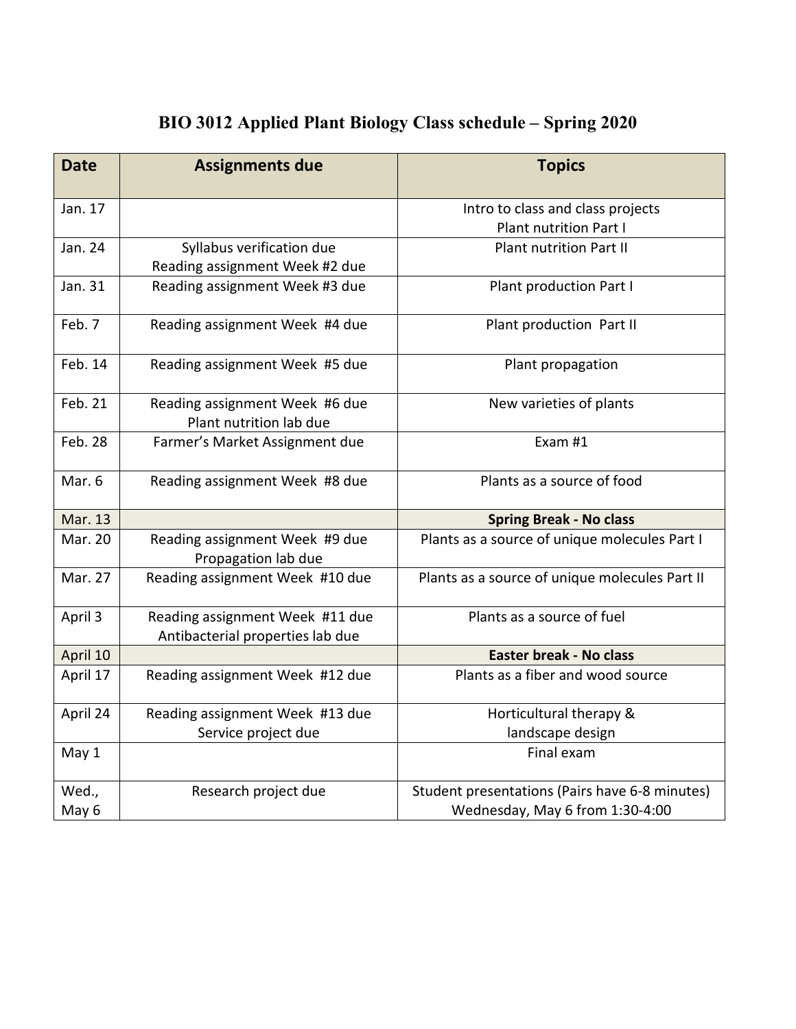# BIO 3012 Applied Plant Biology Class schedule – Spring 2020

| Date | Assignments due | Topics |
|---|---|---|
| Jan. 17 | | Intro to class and class projects<br>Plant nutrition Part I |
| Jan. 24 | Syllabus verification due<br>Reading assignment Week #2 due | Plant nutrition Part II |
| Jan. 31 | Reading assignment Week #3 due | Plant production Part I |
| Feb. 7 | Reading assignment Week #4 due | Plant production Part II |
| Feb. 14 | Reading assignment Week #5 due | Plant propagation |
| Feb. 21 | Reading assignment Week #6 due<br>Plant nutrition lab due | New varieties of plants |
| Feb. 28 | Farmer's Market Assignment due | Exam #1 |
| Mar. 6 | Reading assignment Week #8 due | Plants as a source of food |
| Mar. 13 | | **Spring Break - No class** |
| Mar. 20 | Reading assignment Week #9 due<br>Propagation lab due | Plants as a source of unique molecules Part I |
| Mar. 27 | Reading assignment Week #10 due | Plants as a source of unique molecules Part II |
| April 3 | Reading assignment Week #11 due<br>Antibacterial properties lab due | Plants as a source of fuel |
| April 10 | | **Easter break - No class** |
| April 17 | Reading assignment Week #12 due | Plants as a fiber and wood source |
| April 24 | Reading assignment Week #13 due<br>Service project due | Horticultural therapy &<br>landscape design |
| May 1 | | Final exam |
| Wed., May 6 | Research project due | Student presentations (Pairs have 6-8 minutes)<br>Wednesday, May 6 from 1:30-4:00 |